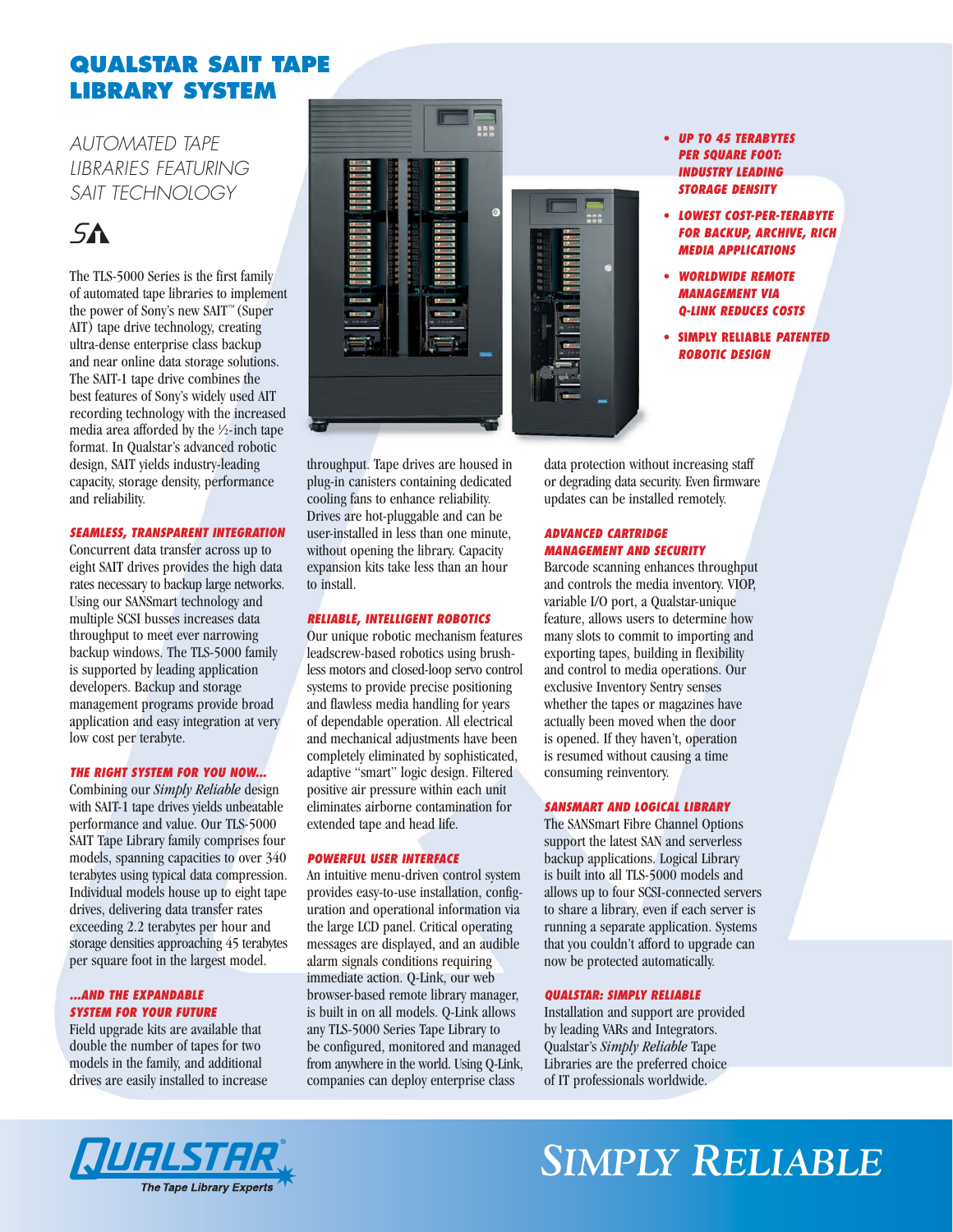# QUALSTAR SAIT TAPE LIBRARY SYSTEM

## AUTOMATED TAPE LIBRARIES FEATURING SAIT TECHNOLOGY

- ***UP TO 45 TERABYTES PER SQUARE FOOT: INDUSTRY LEADING STORAGE DENSITY***
- ***LOWEST COST-PER-TERABYTE FOR BACKUP, ARCHIVE, RICH MEDIA APPLICATIONS***
- ***WORLDWIDE REMOTE MANAGEMENT VIA Q-LINK REDUCES COSTS***
- ***SIMPLY RELIABLE PATENTED ROBOTIC DESIGN***

The TLS-5000 Series is the first family of automated tape libraries to implement the power of Sony's new SAIT™ (Super AIT) tape drive technology, creating ultra-dense enterprise class backup and near online data storage solutions. The SAIT-1 tape drive combines the best features of Sony's widely used AIT recording technology with the increased media area afforded by the ½-inch tape format. In Qualstar's advanced robotic design, SAIT yields industry-leading capacity, storage density, performance and reliability.

### SEAMLESS, TRANSPARENT INTEGRATION

Concurrent data transfer across up to eight SAIT drives provides the high data rates necessary to backup large networks. Using our SANSmart technology and multiple SCSI busses increases data throughput to meet ever narrowing backup windows. The TLS-5000 family is supported by leading application developers. Backup and storage management programs provide broad application and easy integration at very low cost per terabyte.

### THE RIGHT SYSTEM FOR YOU NOW...

Combining our *Simply Reliable* design with SAIT-1 tape drives yields unbeatable performance and value. Our TLS-5000 SAIT Tape Library family comprises four models, spanning capacities to over 340 terabytes using typical data compression. Individual models house up to eight tape drives, delivering data transfer rates exceeding 2.2 terabytes per hour and storage densities approaching 45 terabytes per square foot in the largest model.

### ...AND THE EXPANDABLE SYSTEM FOR YOUR FUTURE

Field upgrade kits are available that double the number of tapes for two models in the family, and additional drives are easily installed to increase throughput. Tape drives are housed in plug-in canisters containing dedicated cooling fans to enhance reliability. Drives are hot-pluggable and can be user-installed in less than one minute, without opening the library. Capacity expansion kits take less than an hour to install.

### RELIABLE, INTELLIGENT ROBOTICS

Our unique robotic mechanism features leadscrew-based robotics using brushless motors and closed-loop servo control systems to provide precise positioning and flawless media handling for years of dependable operation. All electrical and mechanical adjustments have been completely eliminated by sophisticated, adaptive "smart" logic design. Filtered positive air pressure within each unit eliminates airborne contamination for extended tape and head life.

### POWERFUL USER INTERFACE

An intuitive menu-driven control system provides easy-to-use installation, configuration and operational information via the large LCD panel. Critical operating messages are displayed, and an audible alarm signals conditions requiring immediate action. Q-Link, our web browser-based remote library manager, is built in on all models. Q-Link allows any TLS-5000 Series Tape Library to be configured, monitored and managed from anywhere in the world. Using Q-Link, companies can deploy enterprise class data protection without increasing staff or degrading data security. Even firmware updates can be installed remotely.

### ADVANCED CARTRIDGE MANAGEMENT AND SECURITY

Barcode scanning enhances throughput and controls the media inventory. VIOP, variable I/O port, a Qualstar-unique feature, allows users to determine how many slots to commit to importing and exporting tapes, building in flexibility and control to media operations. Our exclusive Inventory Sentry senses whether the tapes or magazines have actually been moved when the door is opened. If they haven't, operation is resumed without causing a time consuming reinventory.

### SANSMART AND LOGICAL LIBRARY

The SANSmart Fibre Channel Options support the latest SAN and serverless backup applications. Logical Library is built into all TLS-5000 models and allows up to four SCSI-connected servers to share a library, even if each server is running a separate application. Systems that you couldn't afford to upgrade can now be protected automatically.

### QUALSTAR: SIMPLY RELIABLE

Installation and support are provided by leading VARs and Integrators. Qualstar's *Simply Reliable* Tape Libraries are the preferred choice of IT professionals worldwide.

QUALSTAR® The Tape Library Experts

SIMPLY RELIABLE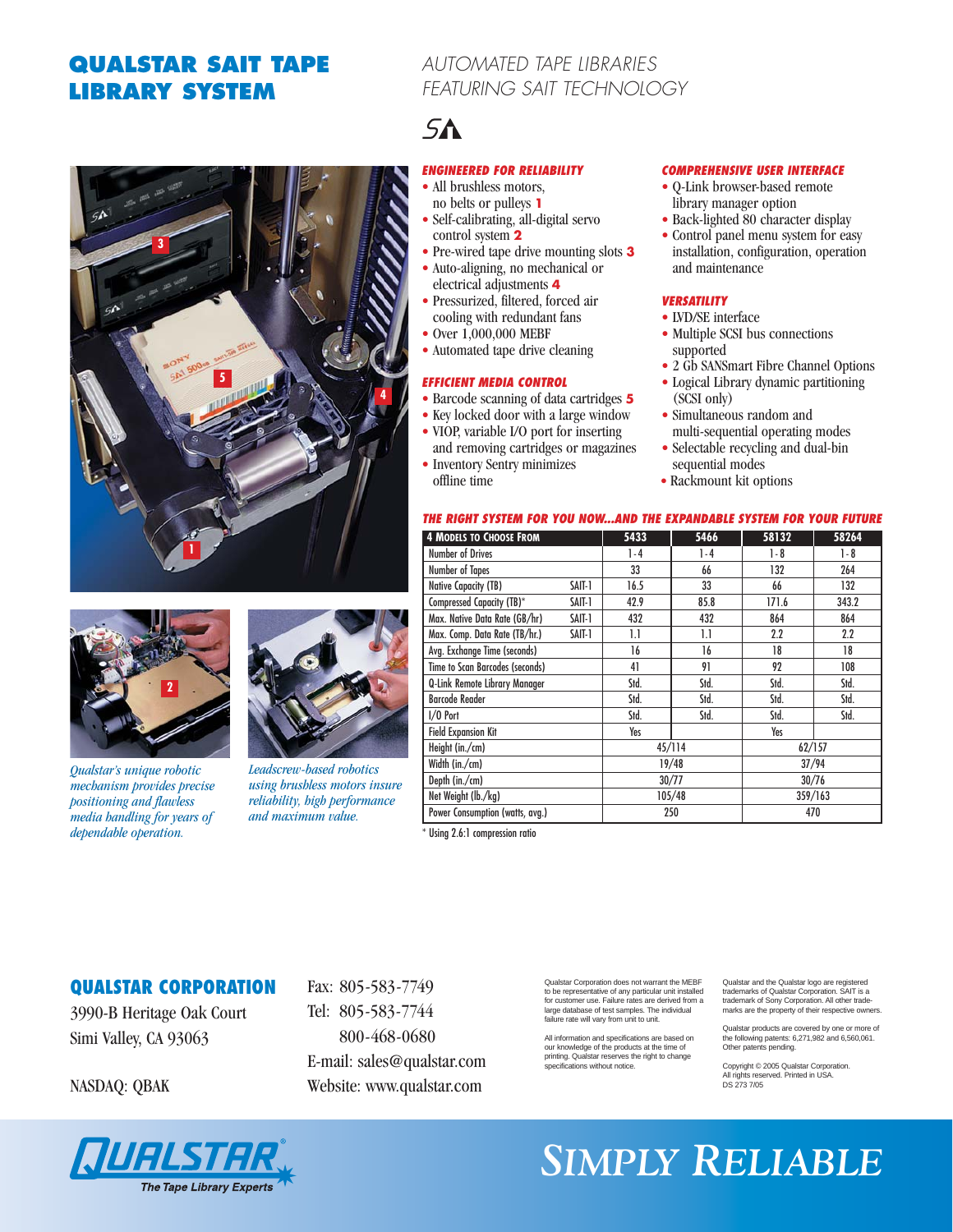# QUALSTAR SAIT TAPE LIBRARY SYSTEM

*AUTOMATED TAPE LIBRARIES FEATURING SAIT TECHNOLOGY*

*Qualstar's unique robotic mechanism provides precise positioning and flawless media handling for years of dependable operation.*

*Leadscrew-based robotics using brushless motors insure reliability, high performance and maximum value.*

### ENGINEERED FOR RELIABILITY

- All brushless motors, no belts or pulleys **1**
- Self-calibrating, all-digital servo control system **2**
- Pre-wired tape drive mounting slots **3**
- Auto-aligning, no mechanical or electrical adjustments **4**
- Pressurized, filtered, forced air cooling with redundant fans
- Over 1,000,000 MEBF
- Automated tape drive cleaning

### EFFICIENT MEDIA CONTROL

- Barcode scanning of data cartridges **5**
- Key locked door with a large window
- VIOP, variable I/O port for inserting and removing cartridges or magazines
- Inventory Sentry minimizes offline time

### COMPREHENSIVE USER INTERFACE

- Q-Link browser-based remote library manager option
- Back-lighted 80 character display
- Control panel menu system for easy installation, configuration, operation and maintenance

### VERSATILITY

- LVD/SE interface
- Multiple SCSI bus connections supported
- 2 Gb SANSmart Fibre Channel Options
- Logical Library dynamic partitioning (SCSI only)
- Simultaneous random and multi-sequential operating modes
- Selectable recycling and dual-bin sequential modes
- Rackmount kit options

### THE RIGHT SYSTEM FOR YOU NOW...AND THE EXPANDABLE SYSTEM FOR YOUR FUTURE

| 4 Models to Choose From | | 5433 | 5466 | 58132 | 58264 |
|---|---|---|---|---|---|
| Number of Drives | | 1 - 4 | 1 - 4 | 1 - 8 | 1 - 8 |
| Number of Tapes | | 33 | 66 | 132 | 264 |
| Native Capacity (TB) | SAIT-1 | 16.5 | 33 | 66 | 132 |
| Compressed Capacity (TB)* | SAIT-1 | 42.9 | 85.8 | 171.6 | 343.2 |
| Max. Native Data Rate (GB/hr) | SAIT-1 | 432 | 432 | 864 | 864 |
| Max. Comp. Data Rate (TB/hr.) | SAIT-1 | 1.1 | 1.1 | 2.2 | 2.2 |
| Avg. Exchange Time (seconds) | | 16 | 16 | 18 | 18 |
| Time to Scan Barcodes (seconds) | | 41 | 91 | 92 | 108 |
| Q-Link Remote Library Manager | | Std. | Std. | Std. | Std. |
| Barcode Reader | | Std. | Std. | Std. | Std. |
| I/O Port | | Std. | Std. | Std. | Std. |
| Field Expansion Kit | | Yes | | Yes | |
| Height (in./cm) | | 45/114 | | 62/157 | |
| Width (in./cm) | | 19/48 | | 37/94 | |
| Depth (in./cm) | | 30/77 | | 30/76 | |
| Net Weight (lb./kg) | | 105/48 | | 359/163 | |
| Power Consumption (watts, avg.) | | 250 | | 470 | |

\* Using 2.6:1 compression ratio

## QUALSTAR CORPORATION

3990-B Heritage Oak Court
Simi Valley, CA 93063

NASDAQ: QBAK

Fax: 805-583-7749
Tel: 805-583-7744
800-468-0680
E-mail: sales@qualstar.com
Website: www.qualstar.com

Qualstar Corporation does not warrant the MEBF to be representative of any particular unit installed for customer use. Failure rates are derived from a large database of test samples. The individual failure rate will vary from unit to unit.

All information and specifications are based on our knowledge of the products at the time of printing. Qualstar reserves the right to change specifications without notice.

Qualstar and the Qualstar logo are registered trademarks of Qualstar Corporation. SAIT is a trademark of Sony Corporation. All other trademarks are the property of their respective owners.

Qualstar products are covered by one or more of the following patents: 6,271,982 and 6,560,061. Other patents pending.

Copyright © 2005 Qualstar Corporation. All rights reserved. Printed in USA. DS 273 7/05

QUALSTAR® The Tape Library Experts

SIMPLY RELIABLE